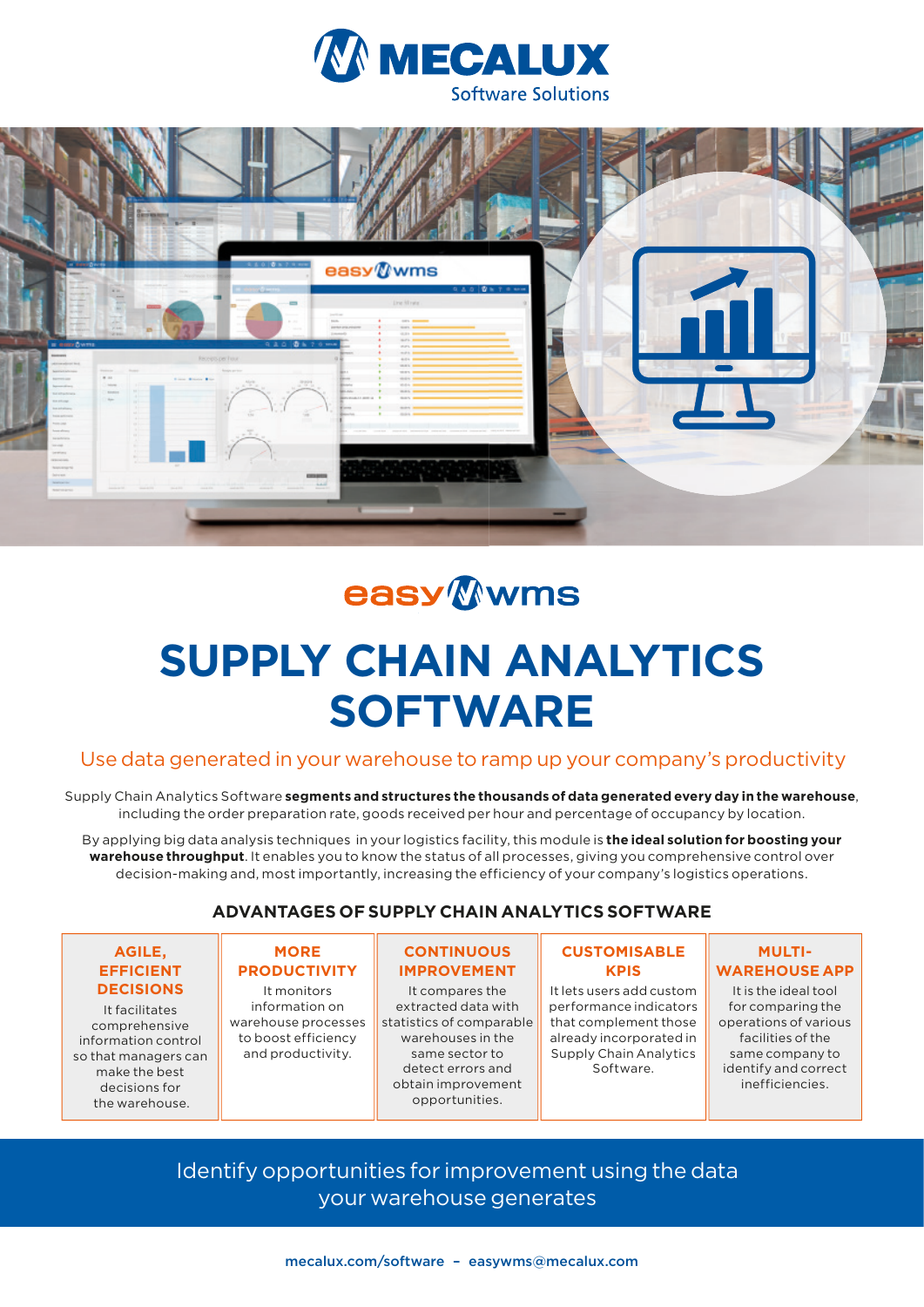# MECALUX
Software Solutions

easy wms

# SUPPLY CHAIN ANALYTICS SOFTWARE

## Use data generated in your warehouse to ramp up your company's productivity

Supply Chain Analytics Software **segments and structures the thousands of data generated every day in the warehouse**, including the order preparation rate, goods received per hour and percentage of occupancy by location.

By applying big data analysis techniques in your logistics facility, this module is **the ideal solution for boosting your warehouse throughput**. It enables you to know the status of all processes, giving you comprehensive control over decision-making and, most importantly, increasing the efficiency of your company's logistics operations.

### ADVANTAGES OF SUPPLY CHAIN ANALYTICS SOFTWARE

| AGILE, EFFICIENT DECISIONS | MORE PRODUCTIVITY | CONTINUOUS IMPROVEMENT | CUSTOMISABLE KPIS | MULTI-WAREHOUSE APP |
|---|---|---|---|---|
| It facilitates comprehensive information control so that managers can make the best decisions for the warehouse. | It monitors information on warehouse processes to boost efficiency and productivity. | It compares the extracted data with statistics of comparable warehouses in the same sector to detect errors and obtain improvement opportunities. | It lets users add custom performance indicators that complement those already incorporated in Supply Chain Analytics Software. | It is the ideal tool for comparing the operations of various facilities of the same company to identify and correct inefficiencies. |

Identify opportunities for improvement using the data your warehouse generates

mecalux.com/software – easywms@mecalux.com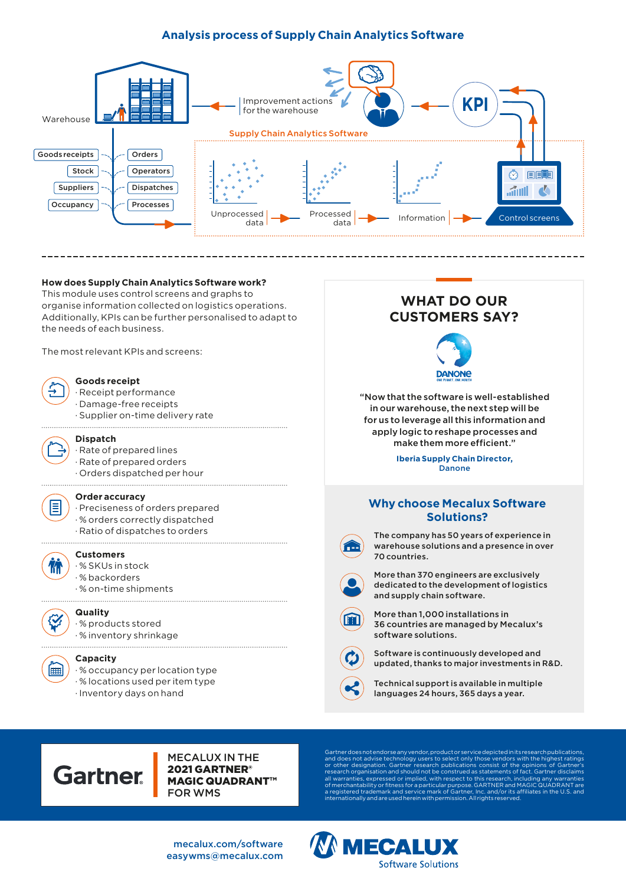## Analysis process of Supply Chain Analytics Software

Warehouse

Goods receipts
Stock
Suppliers
Occupancy

Orders
Operators
Dispatches
Processes

Improvement actions for the warehouse

KPI

Supply Chain Analytics Software

Unprocessed data
Processed data
Information
Control screens

---

**How does Supply Chain Analytics Software work?**
This module uses control screens and graphs to organise information collected on logistics operations. Additionally, KPIs can be further personalised to adapt to the needs of each business.

The most relevant KPIs and screens:

**Goods receipt**
- Receipt performance
- Damage-free receipts
- Supplier on-time delivery rate

**Dispatch**
- Rate of prepared lines
- Rate of prepared orders
- Orders dispatched per hour

**Order accuracy**
- Preciseness of orders prepared
- % orders correctly dispatched
- Ratio of dispatches to orders

**Customers**
- % SKUs in stock
- % backorders
- % on-time shipments

**Quality**
- % products stored
- % inventory shrinkage

**Capacity**
- % occupancy per location type
- % locations used per item type
- Inventory days on hand

## WHAT DO OUR CUSTOMERS SAY?

DANONE
ONE PLANET. ONE HEALTH

"Now that the software is well-established in our warehouse, the next step will be for us to leverage all this information and apply logic to reshape processes and make them more efficient."

**Iberia Supply Chain Director, Danone**

## Why choose Mecalux Software Solutions?

- The company has 50 years of experience in warehouse solutions and a presence in over 70 countries.
- More than 370 engineers are exclusively dedicated to the development of logistics and supply chain software.
- More than 1,000 installations in 36 countries are managed by Mecalux's software solutions.
- Software is continuously developed and updated, thanks to major investments in R&D.
- Technical support is available in multiple languages 24 hours, 365 days a year.

Gartner.

MECALUX IN THE **2021 GARTNER® MAGIC QUADRANT™** FOR WMS

Gartner does not endorse any vendor, product or service depicted in its research publications, and does not advise technology users to select only those vendors with the highest ratings or other designation. Gartner research publications consist of the opinions of Gartner's research organisation and should not be construed as statements of fact. Gartner disclaims all warranties, expressed or implied, with respect to this research, including any warranties of merchantability or fitness for a particular purpose. GARTNER and MAGIC QUADRANT are a registered trademark and service mark of Gartner, Inc. and/or its affiliates in the U.S. and internationally and are used herein with permission. All rights reserved.

mecalux.com/software
easywms@mecalux.com

MECALUX Software Solutions